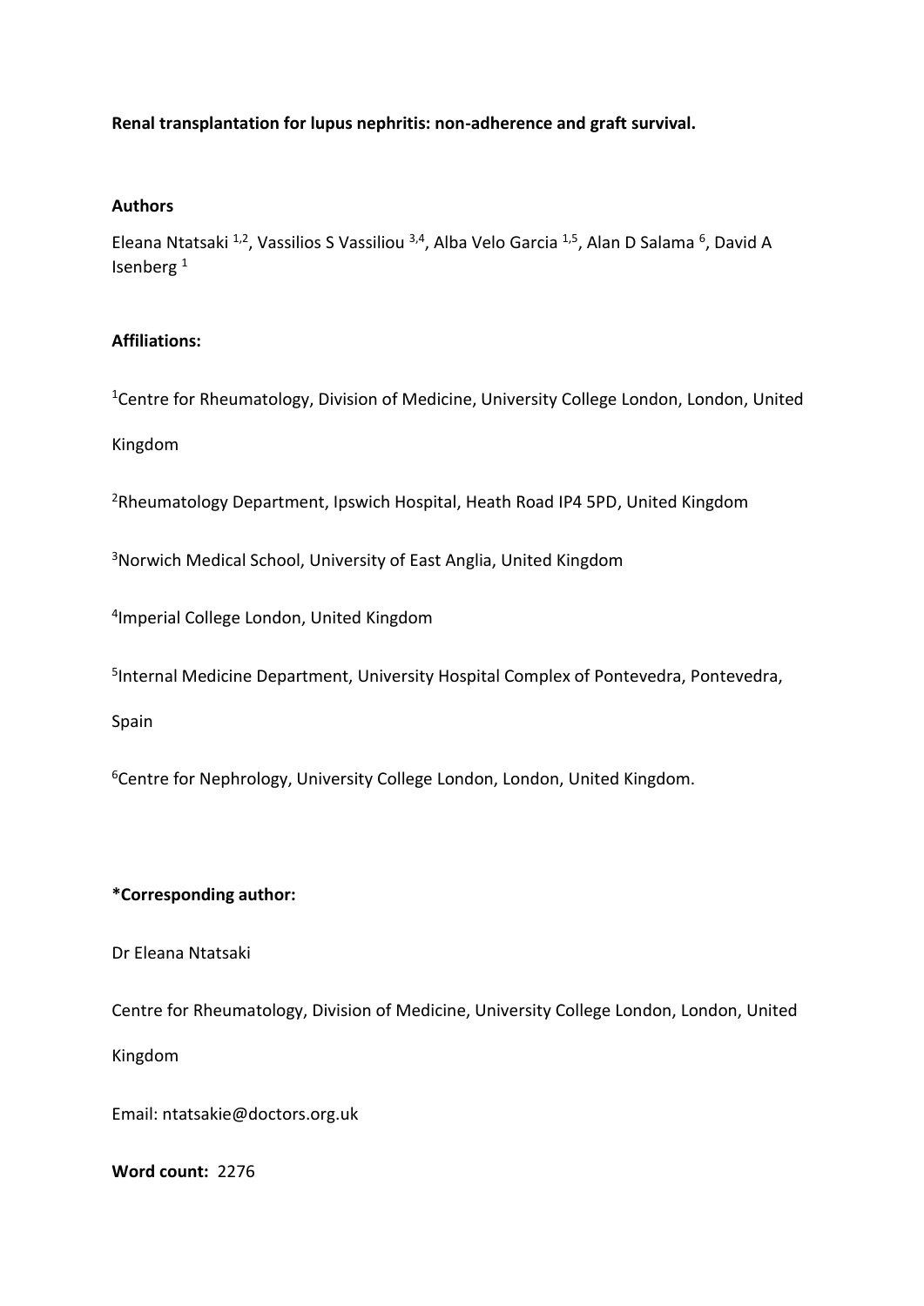**Renal transplantation for lupus nephritis: non-adherence and graft survival.**

**Authors**

Eleana Ntatsaki [1,2], Vassilios S Vassiliou [3,4], Alba Velo Garcia [1,5], Alan D Salama [6], David A Isenberg [1]

**Affiliations:**

[1]Centre for Rheumatology, Division of Medicine, University College London, London, United Kingdom

[2]Rheumatology Department, Ipswich Hospital, Heath Road IP4 5PD, United Kingdom

[3]Norwich Medical School, University of East Anglia, United Kingdom

[4]Imperial College London, United Kingdom

[5]Internal Medicine Department, University Hospital Complex of Pontevedra, Pontevedra, Spain

[6]Centre for Nephrology, University College London, London, United Kingdom.

**\*Corresponding author:**

Dr Eleana Ntatsaki

Centre for Rheumatology, Division of Medicine, University College London, London, United Kingdom

Email: ntatsakie@doctors.org.uk

**Word count:** 2276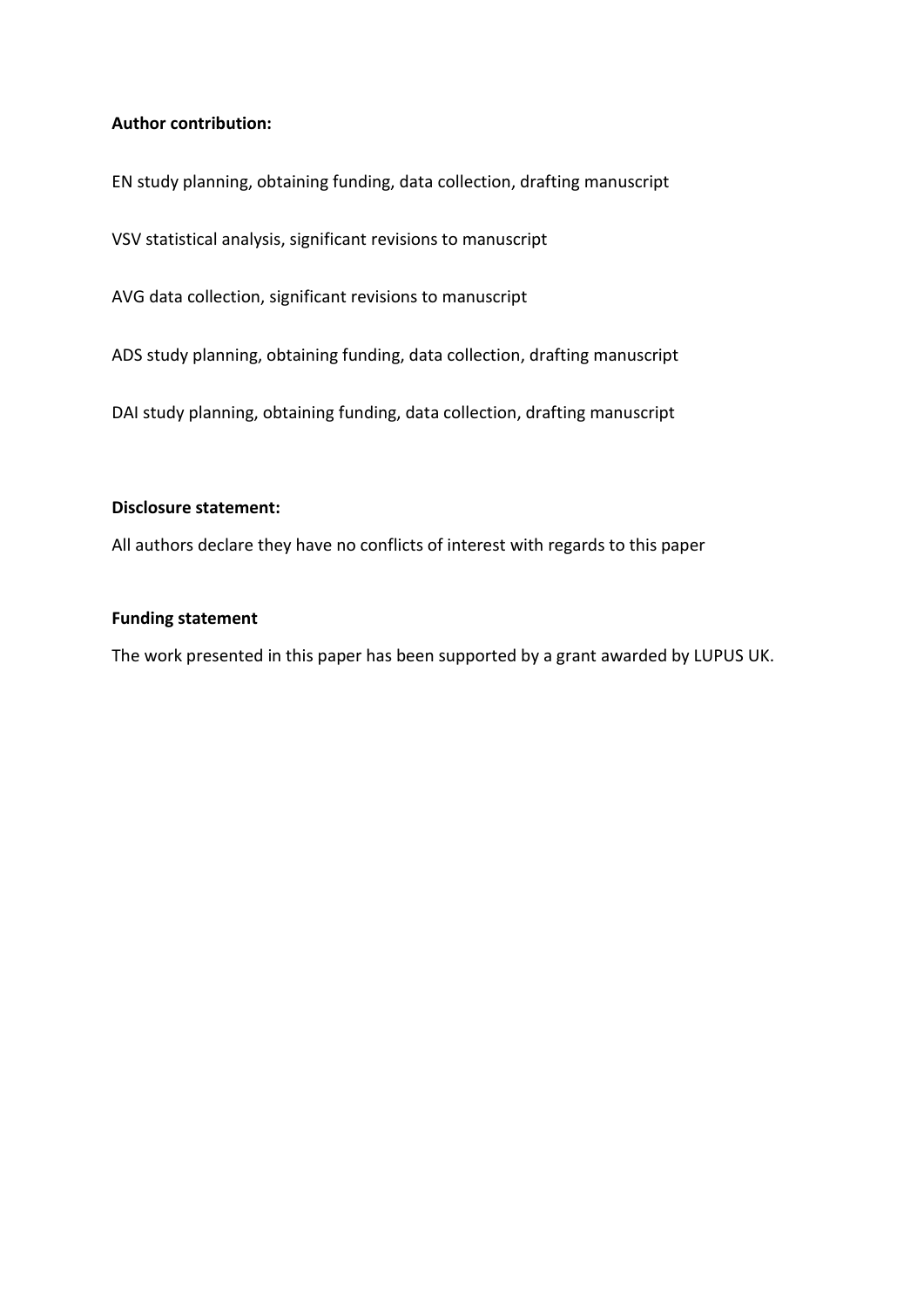**Author contribution:**

EN study planning, obtaining funding, data collection, drafting manuscript

VSV statistical analysis, significant revisions to manuscript

AVG data collection, significant revisions to manuscript

ADS study planning, obtaining funding, data collection, drafting manuscript

DAI study planning, obtaining funding, data collection, drafting manuscript

**Disclosure statement:**

All authors declare they have no conflicts of interest with regards to this paper

**Funding statement**

The work presented in this paper has been supported by a grant awarded by LUPUS UK.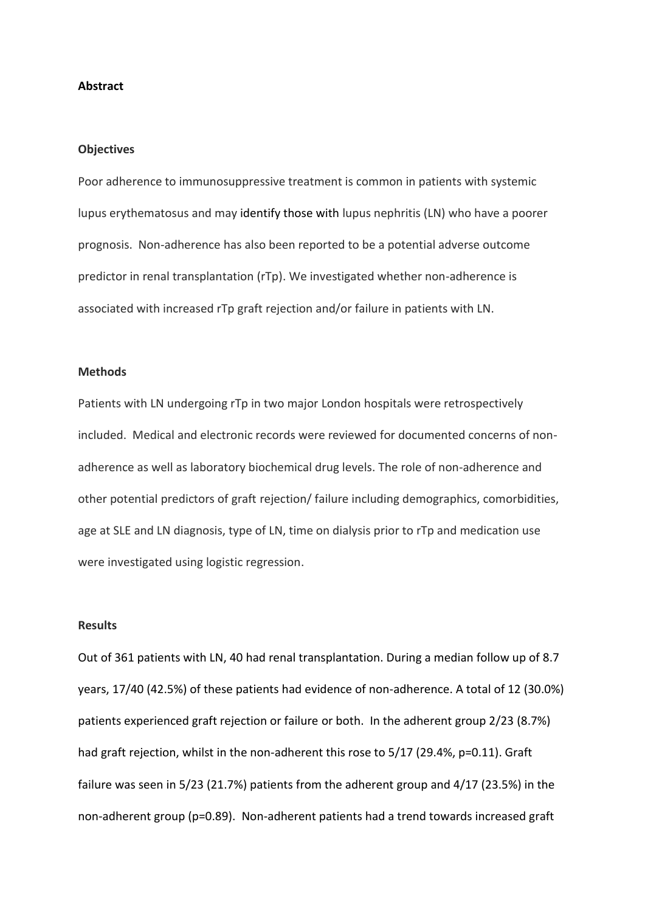**Abstract**

**Objectives**

Poor adherence to immunosuppressive treatment is common in patients with systemic lupus erythematosus and may identify those with lupus nephritis (LN) who have a poorer prognosis. Non-adherence has also been reported to be a potential adverse outcome predictor in renal transplantation (rTp). We investigated whether non-adherence is associated with increased rTp graft rejection and/or failure in patients with LN.

**Methods**

Patients with LN undergoing rTp in two major London hospitals were retrospectively included. Medical and electronic records were reviewed for documented concerns of non-adherence as well as laboratory biochemical drug levels. The role of non-adherence and other potential predictors of graft rejection/ failure including demographics, comorbidities, age at SLE and LN diagnosis, type of LN, time on dialysis prior to rTp and medication use were investigated using logistic regression.

**Results**

Out of 361 patients with LN, 40 had renal transplantation. During a median follow up of 8.7 years, 17/40 (42.5%) of these patients had evidence of non-adherence. A total of 12 (30.0%) patients experienced graft rejection or failure or both. In the adherent group 2/23 (8.7%) had graft rejection, whilst in the non-adherent this rose to 5/17 (29.4%, p=0.11). Graft failure was seen in 5/23 (21.7%) patients from the adherent group and 4/17 (23.5%) in the non-adherent group (p=0.89). Non-adherent patients had a trend towards increased graft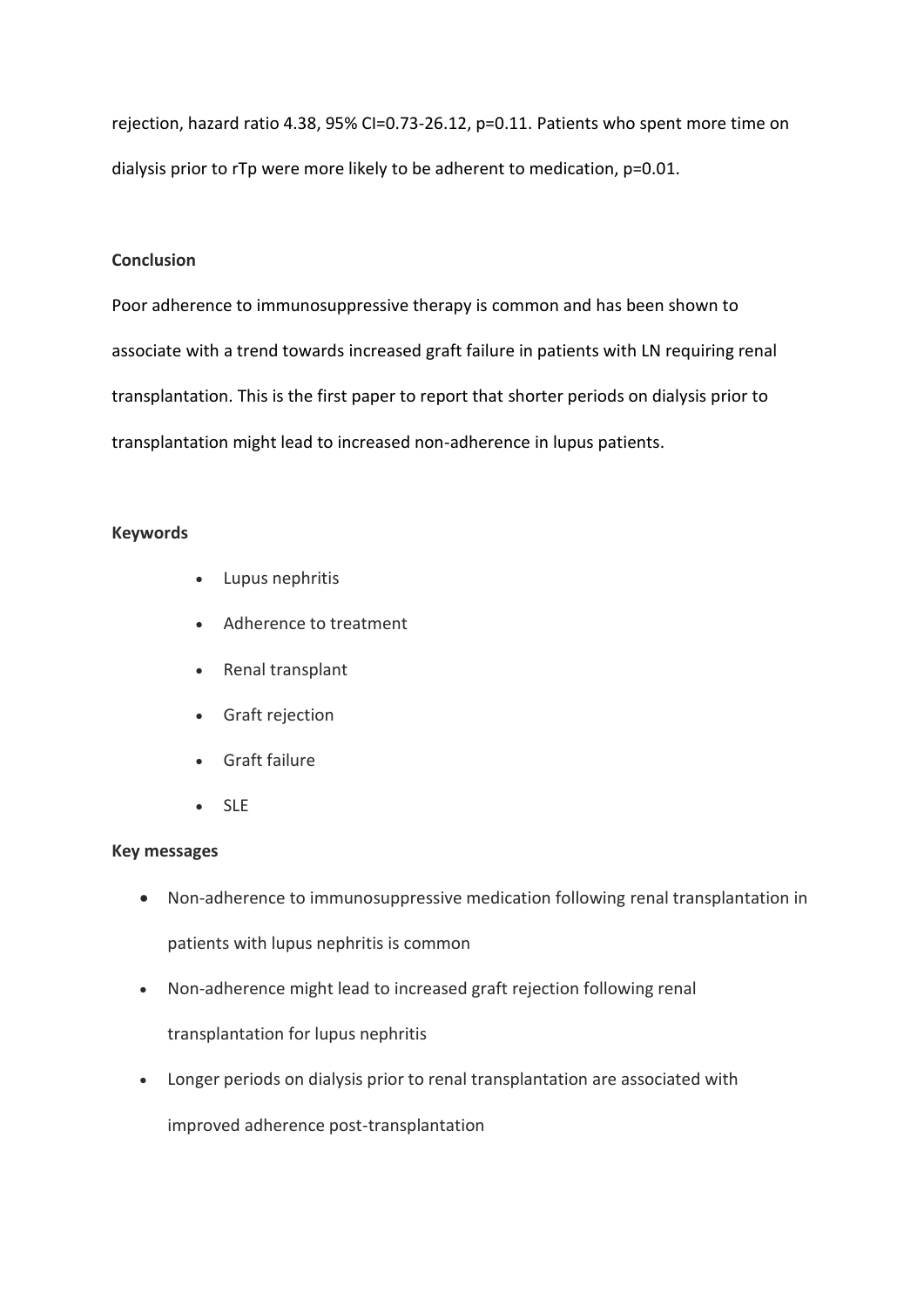rejection, hazard ratio 4.38, 95% CI=0.73-26.12, p=0.11. Patients who spent more time on dialysis prior to rTp were more likely to be adherent to medication, p=0.01.

**Conclusion**

Poor adherence to immunosuppressive therapy is common and has been shown to associate with a trend towards increased graft failure in patients with LN requiring renal transplantation. This is the first paper to report that shorter periods on dialysis prior to transplantation might lead to increased non-adherence in lupus patients.

**Keywords**

- Lupus nephritis
- Adherence to treatment
- Renal transplant
- Graft rejection
- Graft failure
- SLE

**Key messages**

- Non-adherence to immunosuppressive medication following renal transplantation in patients with lupus nephritis is common
- Non-adherence might lead to increased graft rejection following renal transplantation for lupus nephritis
- Longer periods on dialysis prior to renal transplantation are associated with improved adherence post-transplantation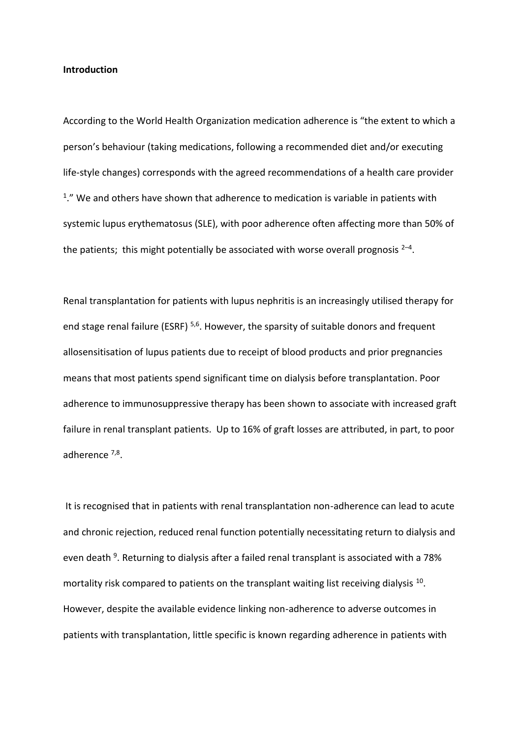**Introduction**

According to the World Health Organization medication adherence is "the extent to which a person's behaviour (taking medications, following a recommended diet and/or executing life-style changes) corresponds with the agreed recommendations of a health care provider [1]." We and others have shown that adherence to medication is variable in patients with systemic lupus erythematosus (SLE), with poor adherence often affecting more than 50% of the patients; this might potentially be associated with worse overall prognosis [2–4].

Renal transplantation for patients with lupus nephritis is an increasingly utilised therapy for end stage renal failure (ESRF) [5,6]. However, the sparsity of suitable donors and frequent allosensitisation of lupus patients due to receipt of blood products and prior pregnancies means that most patients spend significant time on dialysis before transplantation. Poor adherence to immunosuppressive therapy has been shown to associate with increased graft failure in renal transplant patients. Up to 16% of graft losses are attributed, in part, to poor adherence [7,8].

It is recognised that in patients with renal transplantation non-adherence can lead to acute and chronic rejection, reduced renal function potentially necessitating return to dialysis and even death [9]. Returning to dialysis after a failed renal transplant is associated with a 78% mortality risk compared to patients on the transplant waiting list receiving dialysis [10]. However, despite the available evidence linking non-adherence to adverse outcomes in patients with transplantation, little specific is known regarding adherence in patients with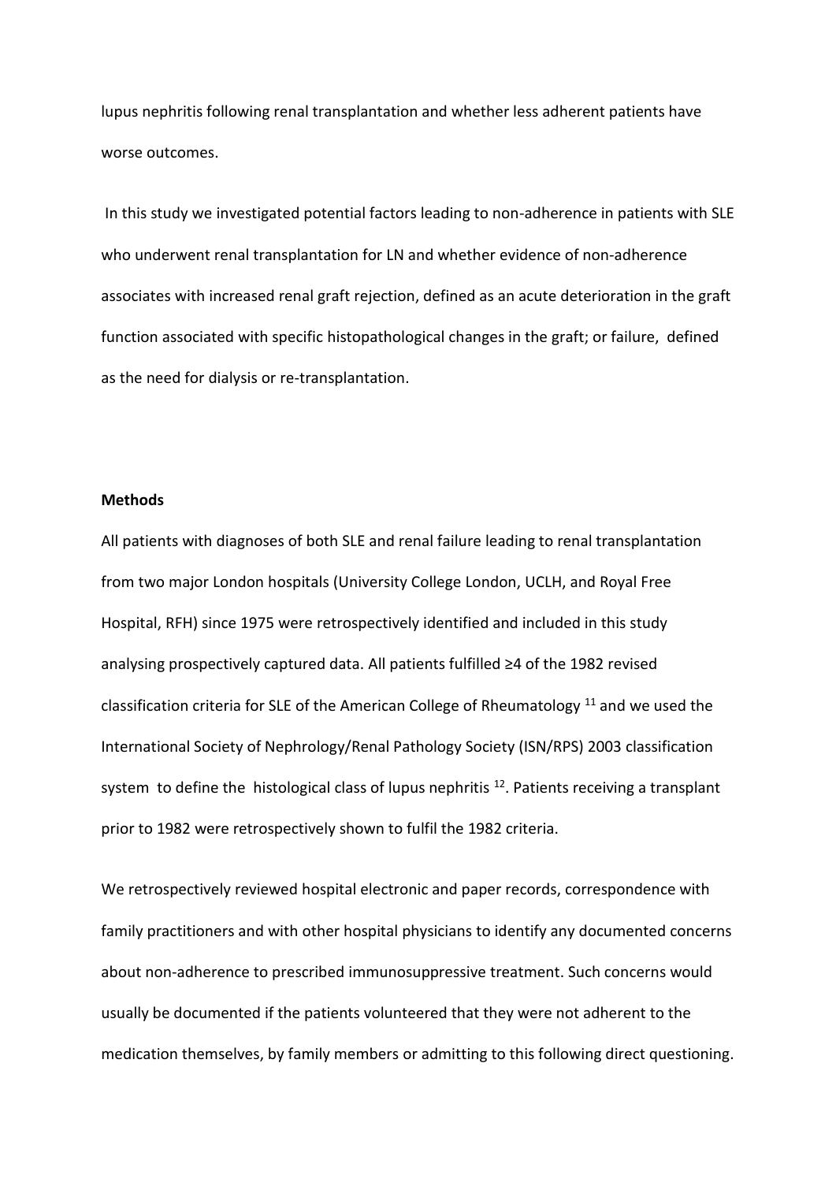lupus nephritis following renal transplantation and whether less adherent patients have worse outcomes.

In this study we investigated potential factors leading to non-adherence in patients with SLE who underwent renal transplantation for LN and whether evidence of non-adherence associates with increased renal graft rejection, defined as an acute deterioration in the graft function associated with specific histopathological changes in the graft; or failure, defined as the need for dialysis or re-transplantation.

**Methods**

All patients with diagnoses of both SLE and renal failure leading to renal transplantation from two major London hospitals (University College London, UCLH, and Royal Free Hospital, RFH) since 1975 were retrospectively identified and included in this study analysing prospectively captured data. All patients fulfilled ≥4 of the 1982 revised classification criteria for SLE of the American College of Rheumatology [11] and we used the International Society of Nephrology/Renal Pathology Society (ISN/RPS) 2003 classification system to define the histological class of lupus nephritis [12]. Patients receiving a transplant prior to 1982 were retrospectively shown to fulfil the 1982 criteria.

We retrospectively reviewed hospital electronic and paper records, correspondence with family practitioners and with other hospital physicians to identify any documented concerns about non-adherence to prescribed immunosuppressive treatment. Such concerns would usually be documented if the patients volunteered that they were not adherent to the medication themselves, by family members or admitting to this following direct questioning.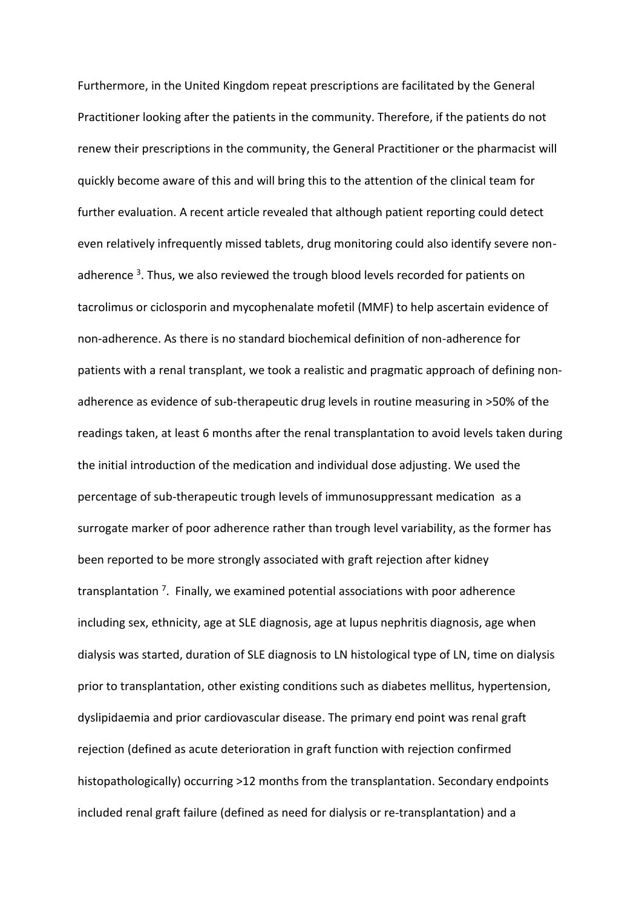Furthermore, in the United Kingdom repeat prescriptions are facilitated by the General Practitioner looking after the patients in the community. Therefore, if the patients do not renew their prescriptions in the community, the General Practitioner or the pharmacist will quickly become aware of this and will bring this to the attention of the clinical team for further evaluation. A recent article revealed that although patient reporting could detect even relatively infrequently missed tablets, drug monitoring could also identify severe non-adherence [3]. Thus, we also reviewed the trough blood levels recorded for patients on tacrolimus or ciclosporin and mycophenalate mofetil (MMF) to help ascertain evidence of non-adherence. As there is no standard biochemical definition of non-adherence for patients with a renal transplant, we took a realistic and pragmatic approach of defining non-adherence as evidence of sub-therapeutic drug levels in routine measuring in >50% of the readings taken, at least 6 months after the renal transplantation to avoid levels taken during the initial introduction of the medication and individual dose adjusting. We used the percentage of sub-therapeutic trough levels of immunosuppressant medication as a surrogate marker of poor adherence rather than trough level variability, as the former has been reported to be more strongly associated with graft rejection after kidney transplantation [7]. Finally, we examined potential associations with poor adherence including sex, ethnicity, age at SLE diagnosis, age at lupus nephritis diagnosis, age when dialysis was started, duration of SLE diagnosis to LN histological type of LN, time on dialysis prior to transplantation, other existing conditions such as diabetes mellitus, hypertension, dyslipidaemia and prior cardiovascular disease. The primary end point was renal graft rejection (defined as acute deterioration in graft function with rejection confirmed histopathologically) occurring >12 months from the transplantation. Secondary endpoints included renal graft failure (defined as need for dialysis or re-transplantation) and a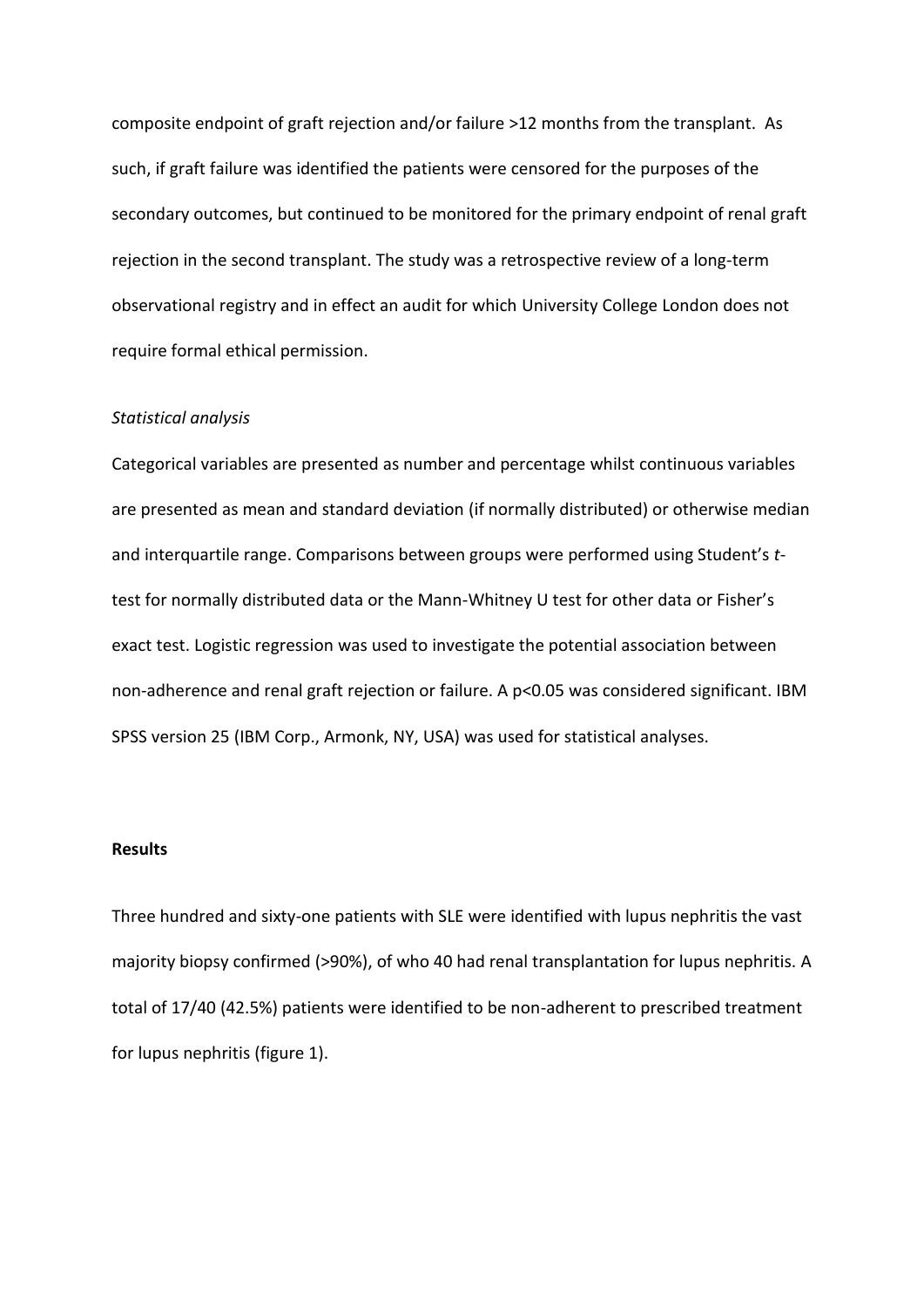composite endpoint of graft rejection and/or failure >12 months from the transplant. As such, if graft failure was identified the patients were censored for the purposes of the secondary outcomes, but continued to be monitored for the primary endpoint of renal graft rejection in the second transplant. The study was a retrospective review of a long-term observational registry and in effect an audit for which University College London does not require formal ethical permission.

*Statistical analysis*

Categorical variables are presented as number and percentage whilst continuous variables are presented as mean and standard deviation (if normally distributed) or otherwise median and interquartile range. Comparisons between groups were performed using Student's *t*-test for normally distributed data or the Mann-Whitney U test for other data or Fisher's exact test. Logistic regression was used to investigate the potential association between non-adherence and renal graft rejection or failure. A $p<0.05$ was considered significant. IBM SPSS version 25 (IBM Corp., Armonk, NY, USA) was used for statistical analyses.

**Results**

Three hundred and sixty-one patients with SLE were identified with lupus nephritis the vast majority biopsy confirmed (>90%), of who 40 had renal transplantation for lupus nephritis. A total of 17/40 (42.5%) patients were identified to be non-adherent to prescribed treatment for lupus nephritis (figure 1).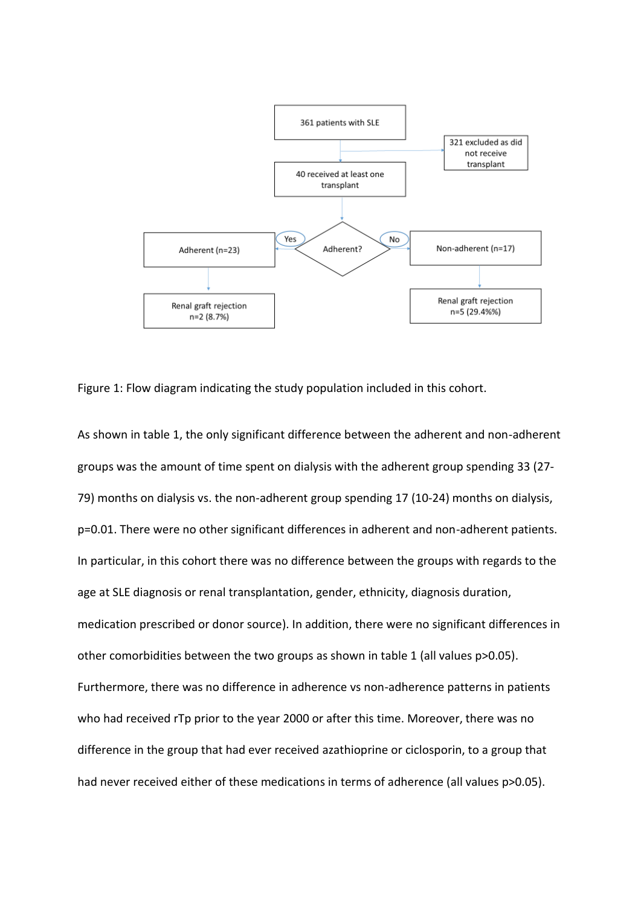361 patients with SLE

321 excluded as did not receive transplant

40 received at least one transplant

Adherent?

Yes

No

Adherent (n=23)

Non-adherent (n=17)

Renal graft rejection n=2 (8.7%)

Renal graft rejection n=5 (29.4%%)

Figure 1: Flow diagram indicating the study population included in this cohort.

As shown in table 1, the only significant difference between the adherent and non-adherent groups was the amount of time spent on dialysis with the adherent group spending 33 (27-79) months on dialysis vs. the non-adherent group spending 17 (10-24) months on dialysis, p=0.01. There were no other significant differences in adherent and non-adherent patients. In particular, in this cohort there was no difference between the groups with regards to the age at SLE diagnosis or renal transplantation, gender, ethnicity, diagnosis duration, medication prescribed or donor source). In addition, there were no significant differences in other comorbidities between the two groups as shown in table 1 (all values p>0.05). Furthermore, there was no difference in adherence vs non-adherence patterns in patients who had received rTp prior to the year 2000 or after this time. Moreover, there was no difference in the group that had ever received azathioprine or ciclosporin, to a group that had never received either of these medications in terms of adherence (all values p>0.05).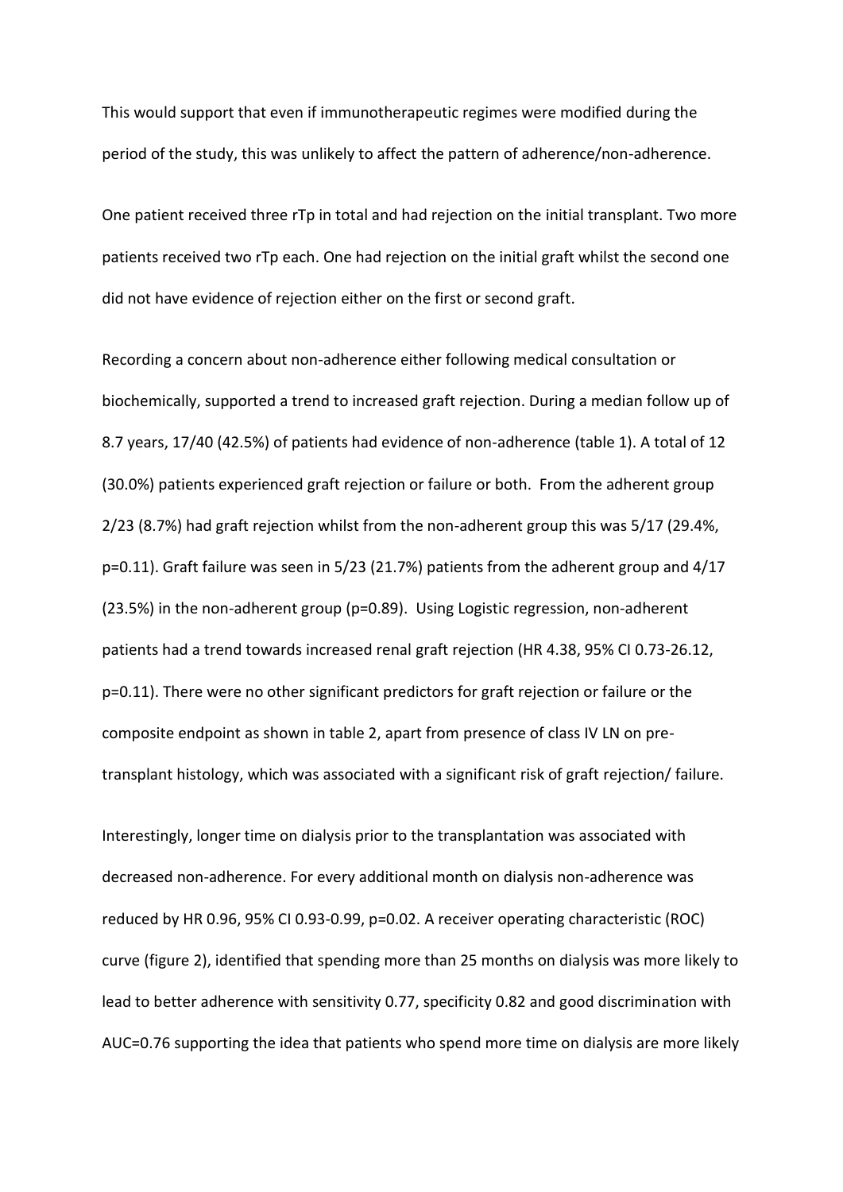This would support that even if immunotherapeutic regimes were modified during the period of the study, this was unlikely to affect the pattern of adherence/non-adherence.

One patient received three rTp in total and had rejection on the initial transplant. Two more patients received two rTp each. One had rejection on the initial graft whilst the second one did not have evidence of rejection either on the first or second graft.

Recording a concern about non-adherence either following medical consultation or biochemically, supported a trend to increased graft rejection. During a median follow up of 8.7 years, 17/40 (42.5%) of patients had evidence of non-adherence (table 1). A total of 12 (30.0%) patients experienced graft rejection or failure or both. From the adherent group 2/23 (8.7%) had graft rejection whilst from the non-adherent group this was 5/17 (29.4%, p=0.11). Graft failure was seen in 5/23 (21.7%) patients from the adherent group and 4/17 (23.5%) in the non-adherent group (p=0.89). Using Logistic regression, non-adherent patients had a trend towards increased renal graft rejection (HR 4.38, 95% CI 0.73-26.12, p=0.11). There were no other significant predictors for graft rejection or failure or the composite endpoint as shown in table 2, apart from presence of class IV LN on pre-transplant histology, which was associated with a significant risk of graft rejection/ failure.

Interestingly, longer time on dialysis prior to the transplantation was associated with decreased non-adherence. For every additional month on dialysis non-adherence was reduced by HR 0.96, 95% CI 0.93-0.99, p=0.02. A receiver operating characteristic (ROC) curve (figure 2), identified that spending more than 25 months on dialysis was more likely to lead to better adherence with sensitivity 0.77, specificity 0.82 and good discrimination with AUC=0.76 supporting the idea that patients who spend more time on dialysis are more likely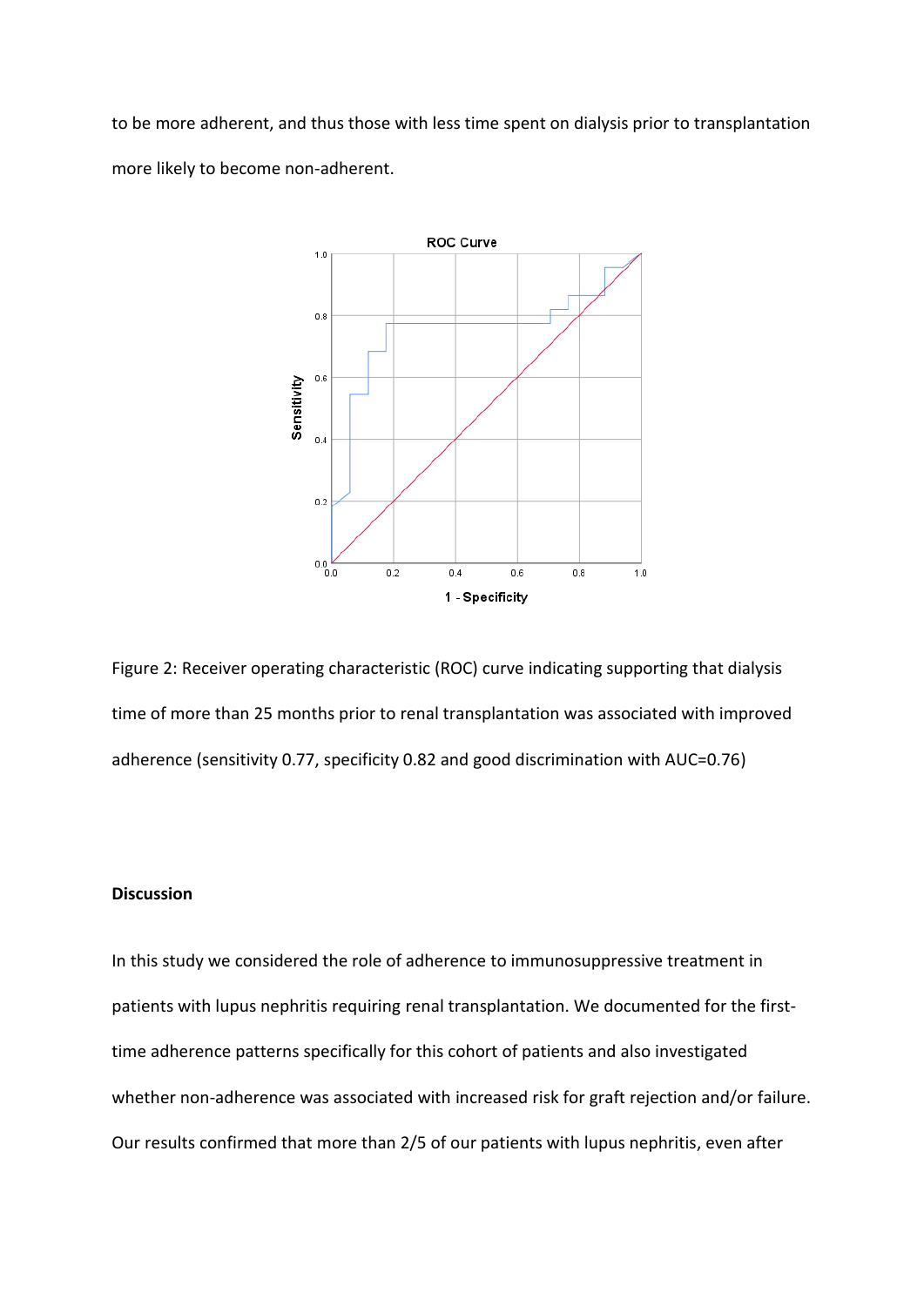to be more adherent, and thus those with less time spent on dialysis prior to transplantation more likely to become non-adherent.

Figure 2: Receiver operating characteristic (ROC) curve indicating supporting that dialysis time of more than 25 months prior to renal transplantation was associated with improved adherence (sensitivity 0.77, specificity 0.82 and good discrimination with AUC=0.76)

**Discussion**

In this study we considered the role of adherence to immunosuppressive treatment in patients with lupus nephritis requiring renal transplantation. We documented for the first-time adherence patterns specifically for this cohort of patients and also investigated whether non-adherence was associated with increased risk for graft rejection and/or failure. Our results confirmed that more than 2/5 of our patients with lupus nephritis, even after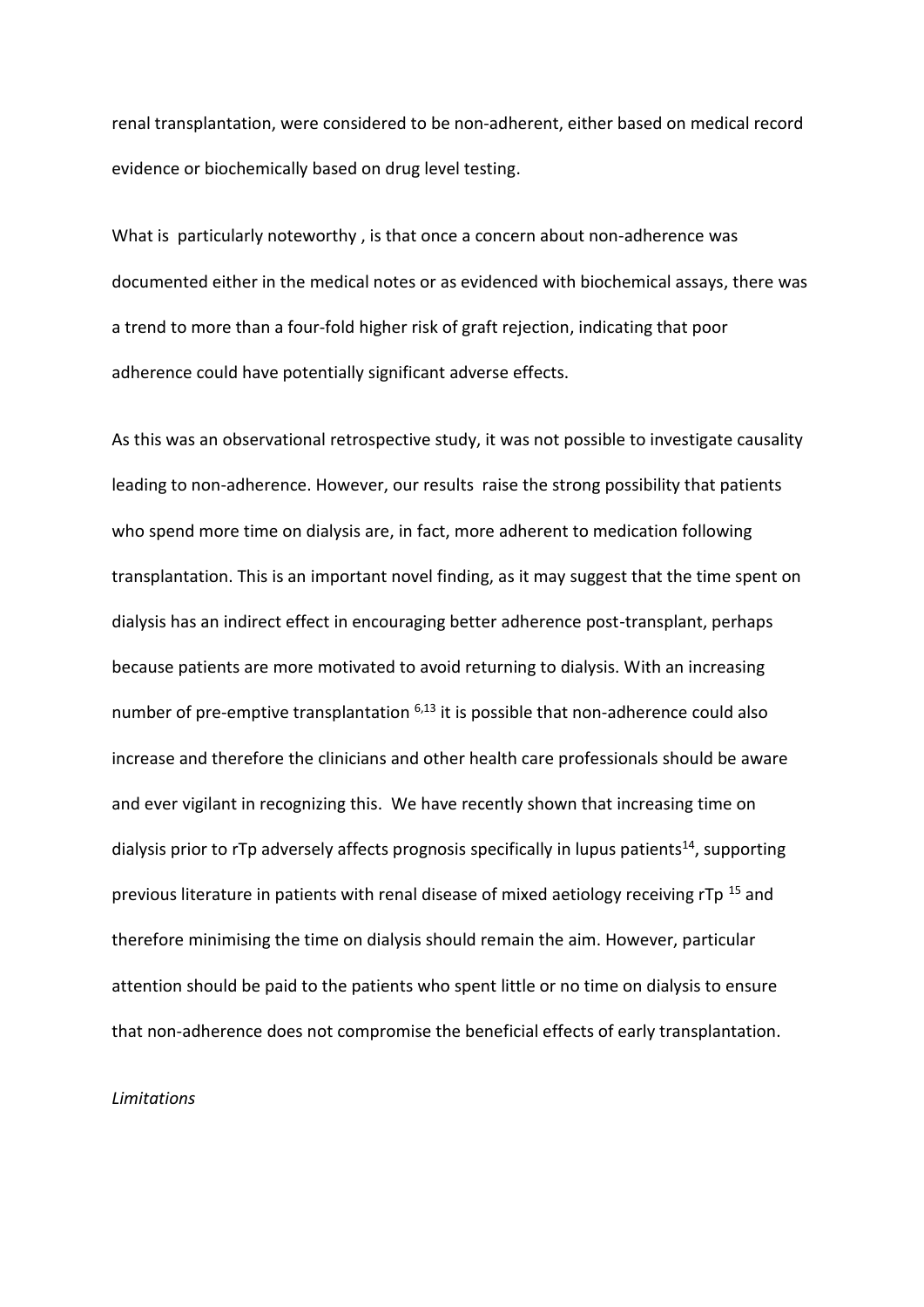renal transplantation, were considered to be non-adherent, either based on medical record evidence or biochemically based on drug level testing.

What is particularly noteworthy , is that once a concern about non-adherence was documented either in the medical notes or as evidenced with biochemical assays, there was a trend to more than a four-fold higher risk of graft rejection, indicating that poor adherence could have potentially significant adverse effects.

As this was an observational retrospective study, it was not possible to investigate causality leading to non-adherence. However, our results raise the strong possibility that patients who spend more time on dialysis are, in fact, more adherent to medication following transplantation. This is an important novel finding, as it may suggest that the time spent on dialysis has an indirect effect in encouraging better adherence post-transplant, perhaps because patients are more motivated to avoid returning to dialysis. With an increasing number of pre-emptive transplantation [6,13] it is possible that non-adherence could also increase and therefore the clinicians and other health care professionals should be aware and ever vigilant in recognizing this. We have recently shown that increasing time on dialysis prior to rTp adversely affects prognosis specifically in lupus patients[14], supporting previous literature in patients with renal disease of mixed aetiology receiving rTp [15] and therefore minimising the time on dialysis should remain the aim. However, particular attention should be paid to the patients who spent little or no time on dialysis to ensure that non-adherence does not compromise the beneficial effects of early transplantation.

*Limitations*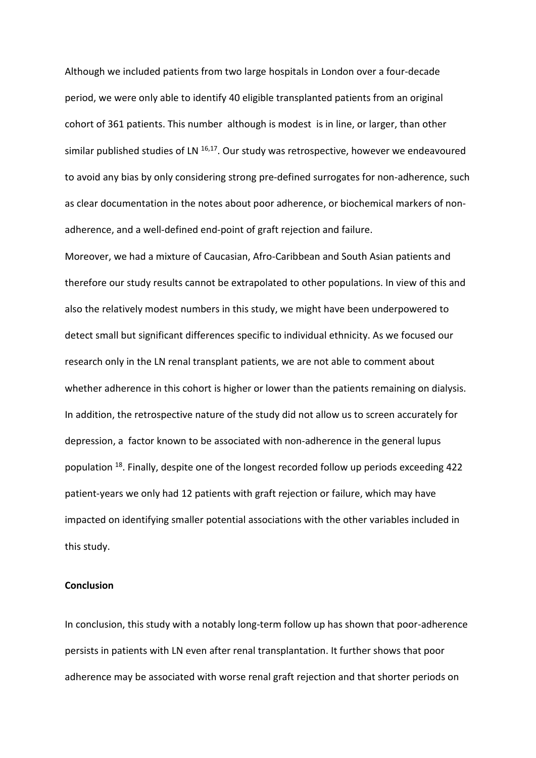Although we included patients from two large hospitals in London over a four-decade period, we were only able to identify 40 eligible transplanted patients from an original cohort of 361 patients. This number although is modest is in line, or larger, than other similar published studies of LN [16,17]. Our study was retrospective, however we endeavoured to avoid any bias by only considering strong pre-defined surrogates for non-adherence, such as clear documentation in the notes about poor adherence, or biochemical markers of non-adherence, and a well-defined end-point of graft rejection and failure.

Moreover, we had a mixture of Caucasian, Afro-Caribbean and South Asian patients and therefore our study results cannot be extrapolated to other populations. In view of this and also the relatively modest numbers in this study, we might have been underpowered to detect small but significant differences specific to individual ethnicity. As we focused our research only in the LN renal transplant patients, we are not able to comment about whether adherence in this cohort is higher or lower than the patients remaining on dialysis. In addition, the retrospective nature of the study did not allow us to screen accurately for depression, a factor known to be associated with non-adherence in the general lupus population [18]. Finally, despite one of the longest recorded follow up periods exceeding 422 patient-years we only had 12 patients with graft rejection or failure, which may have impacted on identifying smaller potential associations with the other variables included in this study.

**Conclusion**

In conclusion, this study with a notably long-term follow up has shown that poor-adherence persists in patients with LN even after renal transplantation. It further shows that poor adherence may be associated with worse renal graft rejection and that shorter periods on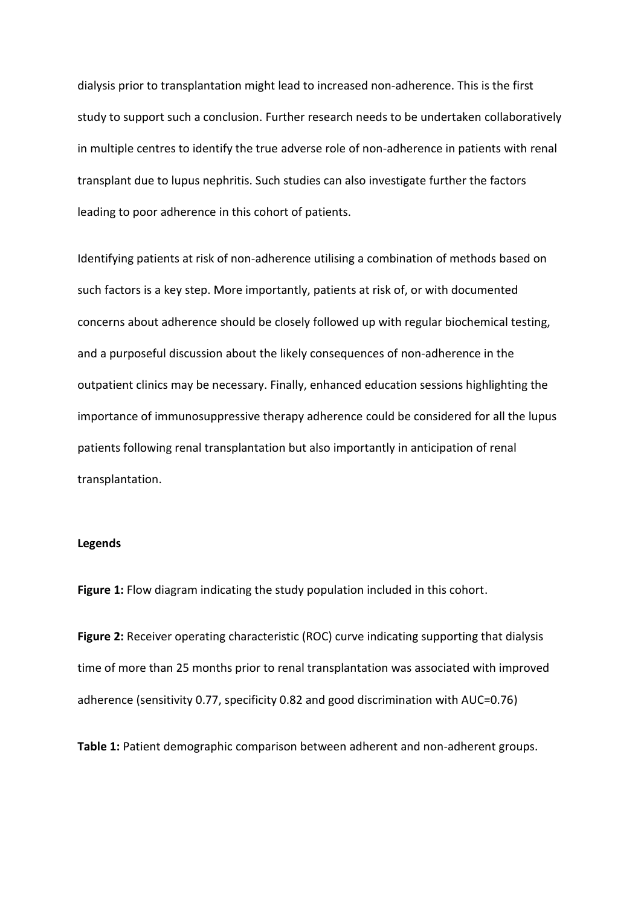dialysis prior to transplantation might lead to increased non-adherence. This is the first study to support such a conclusion. Further research needs to be undertaken collaboratively in multiple centres to identify the true adverse role of non-adherence in patients with renal transplant due to lupus nephritis. Such studies can also investigate further the factors leading to poor adherence in this cohort of patients.

Identifying patients at risk of non-adherence utilising a combination of methods based on such factors is a key step. More importantly, patients at risk of, or with documented concerns about adherence should be closely followed up with regular biochemical testing, and a purposeful discussion about the likely consequences of non-adherence in the outpatient clinics may be necessary. Finally, enhanced education sessions highlighting the importance of immunosuppressive therapy adherence could be considered for all the lupus patients following renal transplantation but also importantly in anticipation of renal transplantation.

**Legends**

**Figure 1:** Flow diagram indicating the study population included in this cohort.

**Figure 2:** Receiver operating characteristic (ROC) curve indicating supporting that dialysis time of more than 25 months prior to renal transplantation was associated with improved adherence (sensitivity 0.77, specificity 0.82 and good discrimination with AUC=0.76)

**Table 1:** Patient demographic comparison between adherent and non-adherent groups.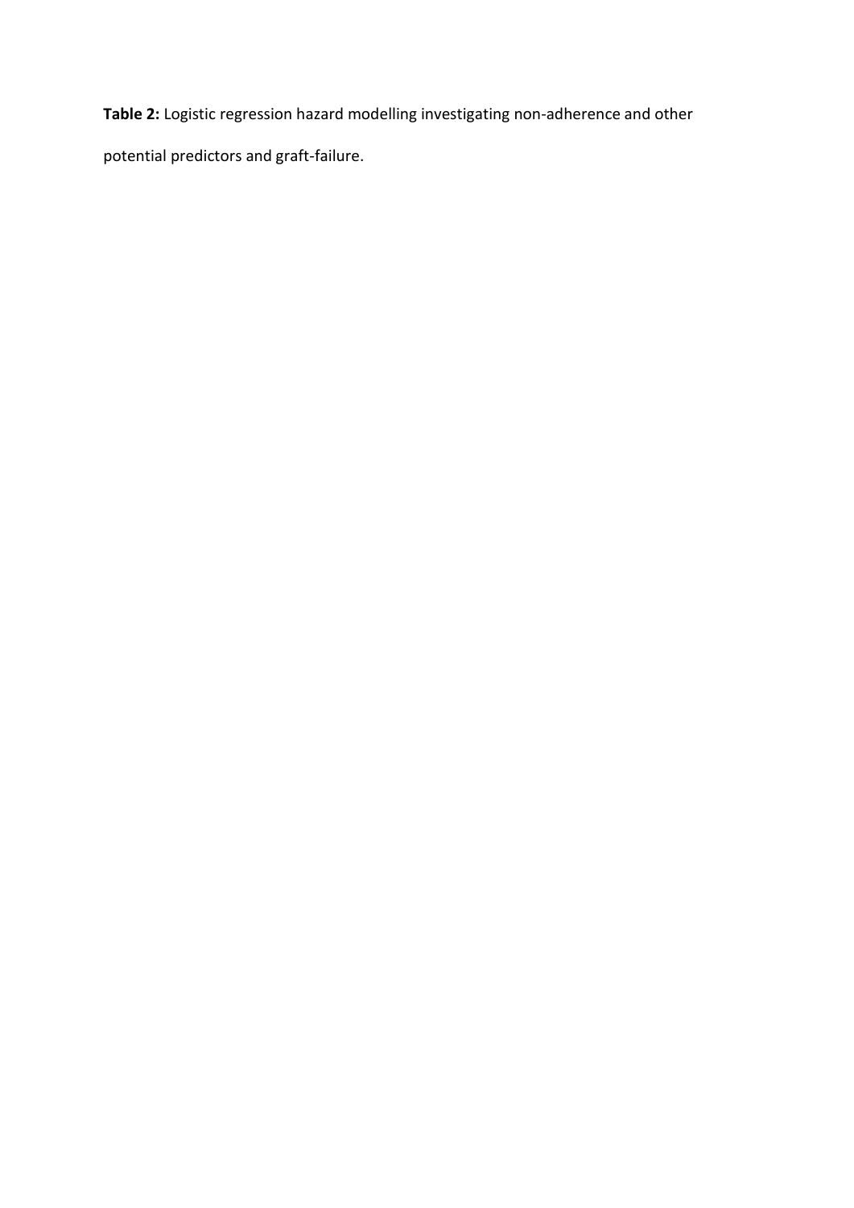**Table 2:** Logistic regression hazard modelling investigating non-adherence and other potential predictors and graft-failure.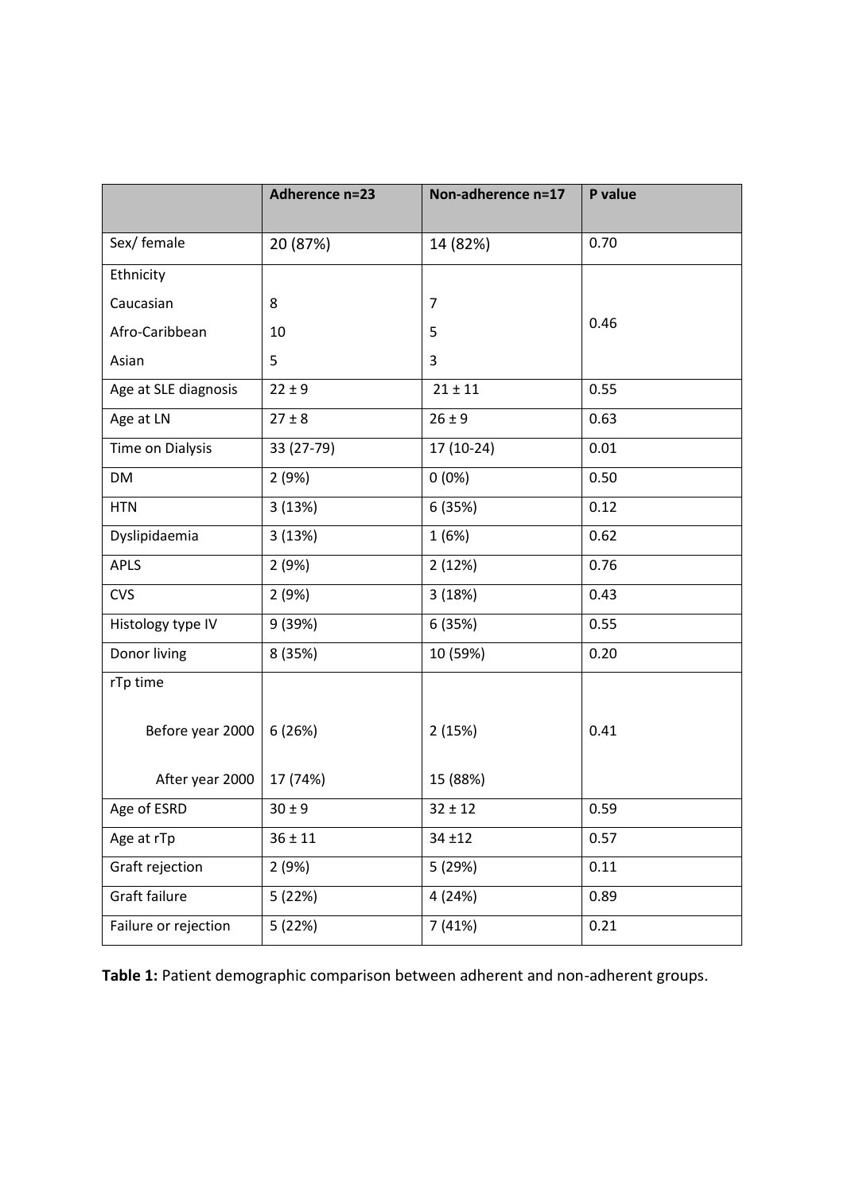|  | Adherence n=23 | Non-adherence n=17 | P value |
|---|---|---|---|
| Sex/ female | 20 (87%) | 14 (82%) | 0.70 |
| Ethnicity |  |  | 0.46 |
| Caucasian | 8 | 7 |  |
| Afro-Caribbean | 10 | 5 |  |
| Asian | 5 | 3 |  |
| Age at SLE diagnosis | 22 ± 9 | 21 ± 11 | 0.55 |
| Age at LN | 27 ± 8 | 26 ± 9 | 0.63 |
| Time on Dialysis | 33 (27-79) | 17 (10-24) | 0.01 |
| DM | 2 (9%) | 0 (0%) | 0.50 |
| HTN | 3 (13%) | 6 (35%) | 0.12 |
| Dyslipidaemia | 3 (13%) | 1 (6%) | 0.62 |
| APLS | 2 (9%) | 2 (12%) | 0.76 |
| CVS | 2 (9%) | 3 (18%) | 0.43 |
| Histology type IV | 9 (39%) | 6 (35%) | 0.55 |
| Donor living | 8 (35%) | 10 (59%) | 0.20 |
| rTp time |  |  | 0.41 |
| Before year 2000 | 6 (26%) | 2 (15%) |  |
| After year 2000 | 17 (74%) | 15 (88%) |  |
| Age of ESRD | 30 ± 9 | 32 ± 12 | 0.59 |
| Age at rTp | 36 ± 11 | 34 ±12 | 0.57 |
| Graft rejection | 2 (9%) | 5 (29%) | 0.11 |
| Graft failure | 5 (22%) | 4 (24%) | 0.89 |
| Failure or rejection | 5 (22%) | 7 (41%) | 0.21 |

**Table 1:** Patient demographic comparison between adherent and non-adherent groups.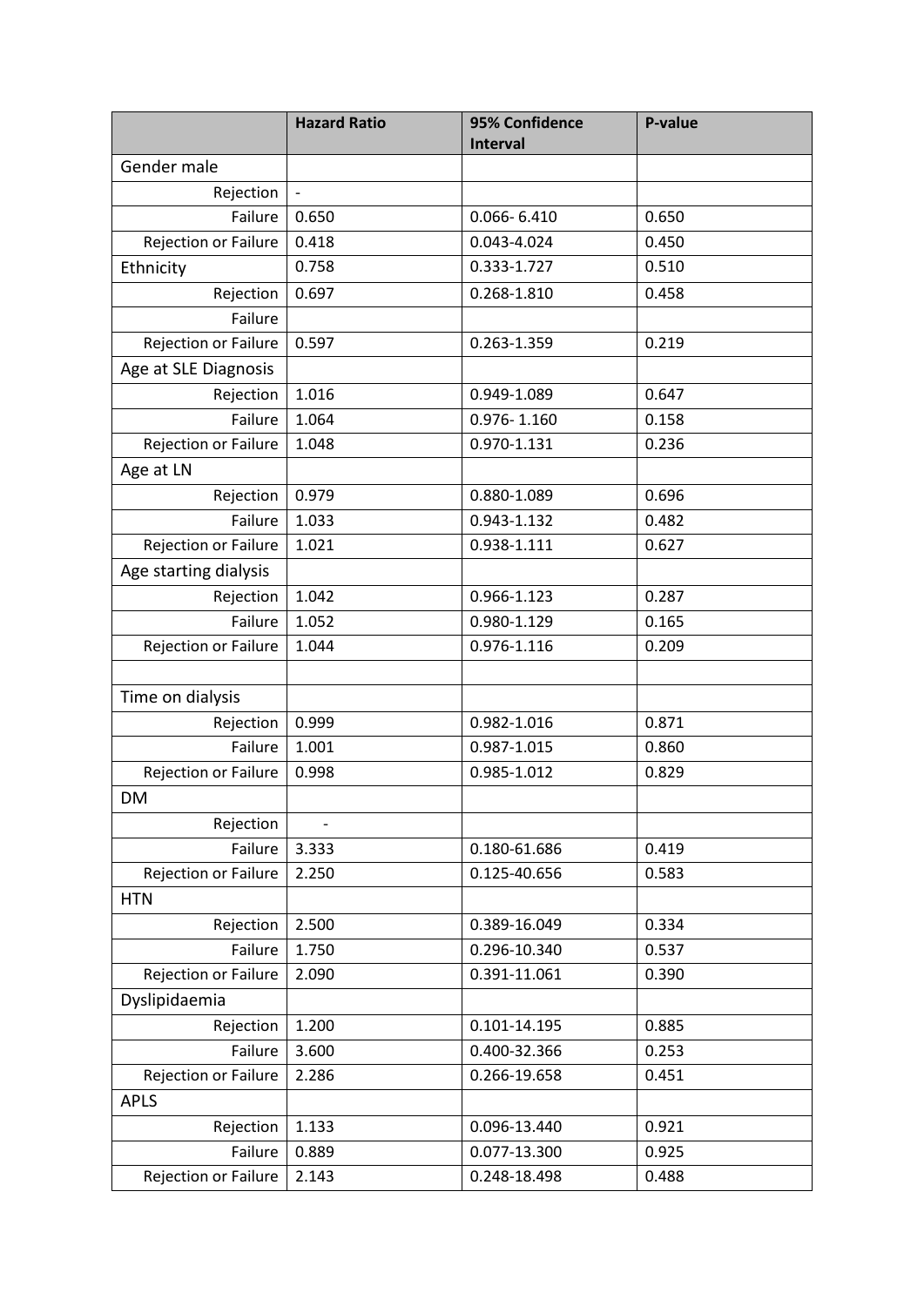| | Hazard Ratio | 95% Confidence Interval | P-value |
|---|---|---|---|
| Gender male | | | |
| Rejection | - | | |
| Failure | 0.650 | 0.066- 6.410 | 0.650 |
| Rejection or Failure | 0.418 | 0.043-4.024 | 0.450 |
| Ethnicity | 0.758 | 0.333-1.727 | 0.510 |
| Rejection | 0.697 | 0.268-1.810 | 0.458 |
| Failure | | | |
| Rejection or Failure | 0.597 | 0.263-1.359 | 0.219 |
| Age at SLE Diagnosis | | | |
| Rejection | 1.016 | 0.949-1.089 | 0.647 |
| Failure | 1.064 | 0.976- 1.160 | 0.158 |
| Rejection or Failure | 1.048 | 0.970-1.131 | 0.236 |
| Age at LN | | | |
| Rejection | 0.979 | 0.880-1.089 | 0.696 |
| Failure | 1.033 | 0.943-1.132 | 0.482 |
| Rejection or Failure | 1.021 | 0.938-1.111 | 0.627 |
| Age starting dialysis | | | |
| Rejection | 1.042 | 0.966-1.123 | 0.287 |
| Failure | 1.052 | 0.980-1.129 | 0.165 |
| Rejection or Failure | 1.044 | 0.976-1.116 | 0.209 |
| | | | |
| Time on dialysis | | | |
| Rejection | 0.999 | 0.982-1.016 | 0.871 |
| Failure | 1.001 | 0.987-1.015 | 0.860 |
| Rejection or Failure | 0.998 | 0.985-1.012 | 0.829 |
| DM | | | |
| Rejection | - | | |
| Failure | 3.333 | 0.180-61.686 | 0.419 |
| Rejection or Failure | 2.250 | 0.125-40.656 | 0.583 |
| HTN | | | |
| Rejection | 2.500 | 0.389-16.049 | 0.334 |
| Failure | 1.750 | 0.296-10.340 | 0.537 |
| Rejection or Failure | 2.090 | 0.391-11.061 | 0.390 |
| Dyslipidaemia | | | |
| Rejection | 1.200 | 0.101-14.195 | 0.885 |
| Failure | 3.600 | 0.400-32.366 | 0.253 |
| Rejection or Failure | 2.286 | 0.266-19.658 | 0.451 |
| APLS | | | |
| Rejection | 1.133 | 0.096-13.440 | 0.921 |
| Failure | 0.889 | 0.077-13.300 | 0.925 |
| Rejection or Failure | 2.143 | 0.248-18.498 | 0.488 |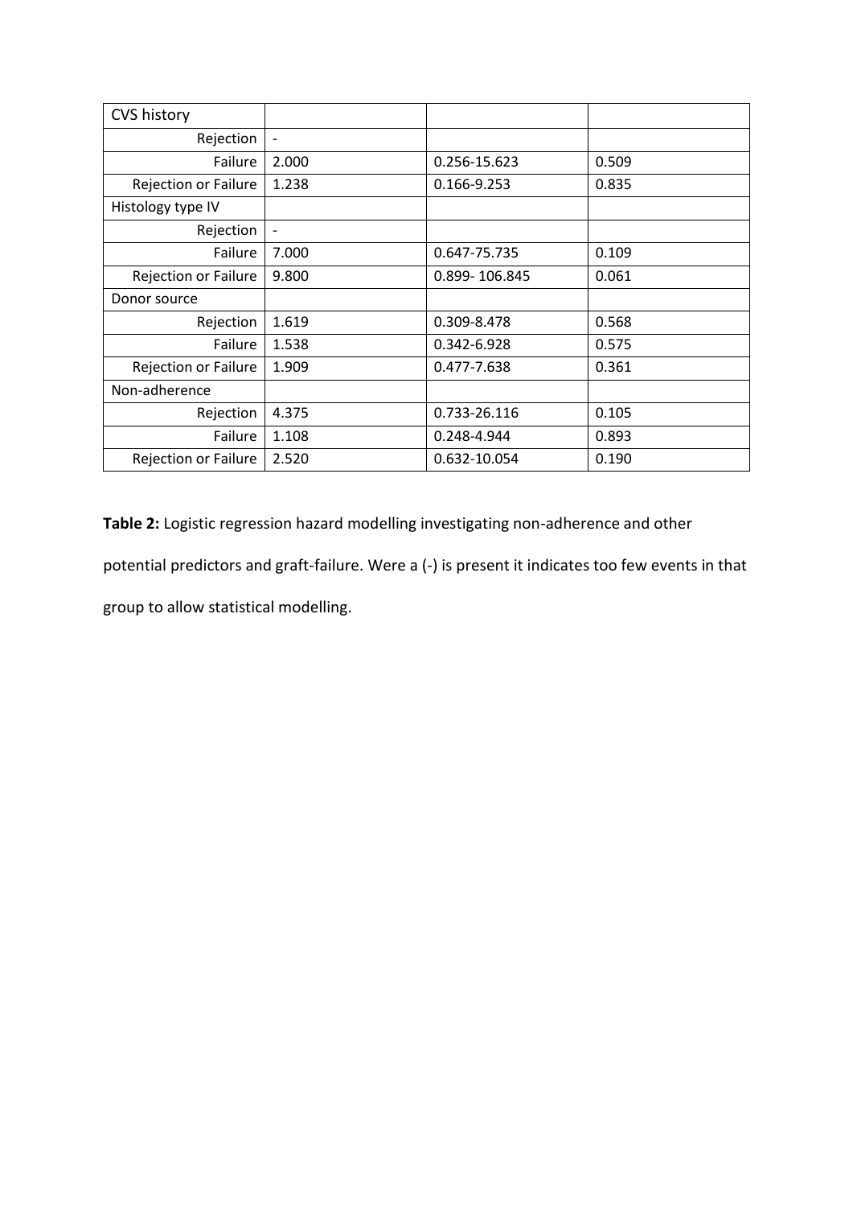| CVS history | | | |
|---|---|---|---|
| Rejection | - | | |
| Failure | 2.000 | 0.256-15.623 | 0.509 |
| Rejection or Failure | 1.238 | 0.166-9.253 | 0.835 |
| Histology type IV | | | |
| Rejection | - | | |
| Failure | 7.000 | 0.647-75.735 | 0.109 |
| Rejection or Failure | 9.800 | 0.899- 106.845 | 0.061 |
| Donor source | | | |
| Rejection | 1.619 | 0.309-8.478 | 0.568 |
| Failure | 1.538 | 0.342-6.928 | 0.575 |
| Rejection or Failure | 1.909 | 0.477-7.638 | 0.361 |
| Non-adherence | | | |
| Rejection | 4.375 | 0.733-26.116 | 0.105 |
| Failure | 1.108 | 0.248-4.944 | 0.893 |
| Rejection or Failure | 2.520 | 0.632-10.054 | 0.190 |

**Table 2:** Logistic regression hazard modelling investigating non-adherence and other potential predictors and graft-failure. Were a (-) is present it indicates too few events in that group to allow statistical modelling.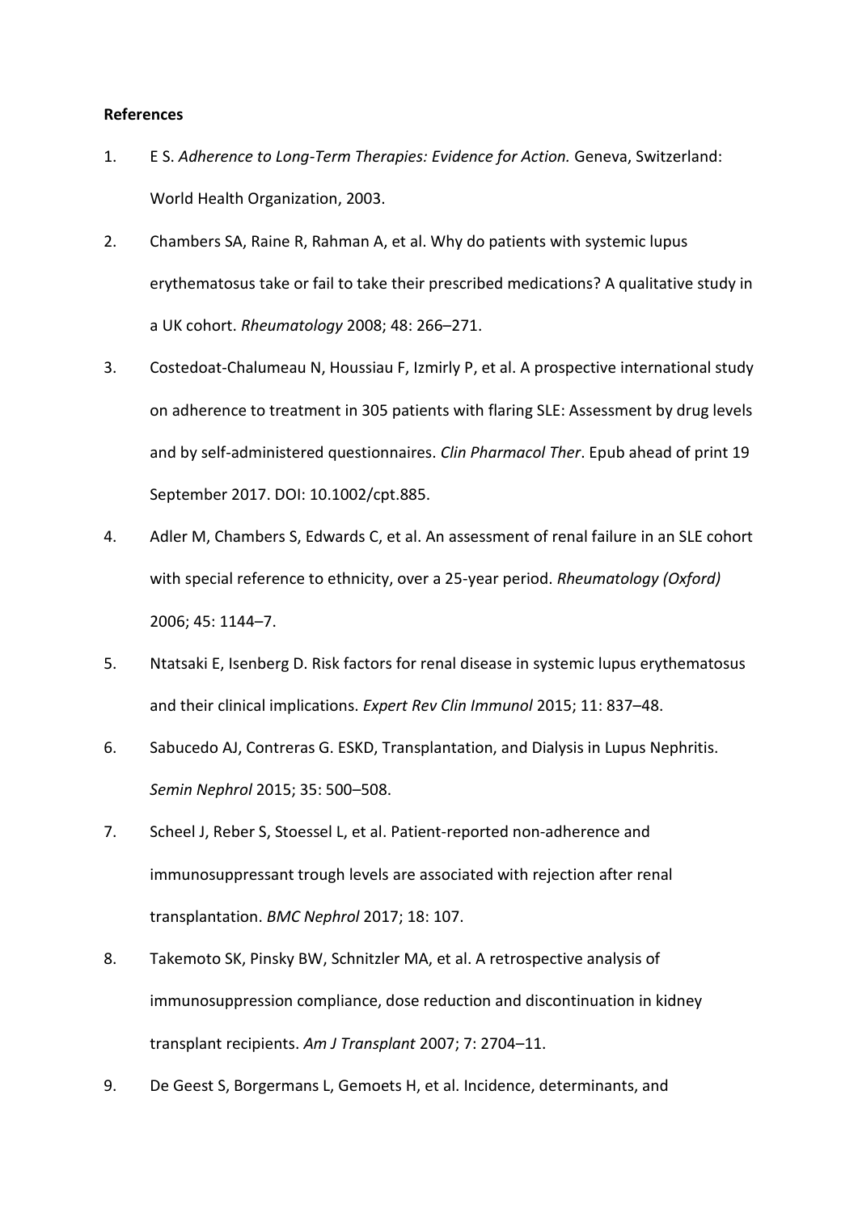**References**

1. E S. *Adherence to Long-Term Therapies: Evidence for Action.* Geneva, Switzerland: World Health Organization, 2003.
2. Chambers SA, Raine R, Rahman A, et al. Why do patients with systemic lupus erythematosus take or fail to take their prescribed medications? A qualitative study in a UK cohort. *Rheumatology* 2008; 48: 266–271.
3. Costedoat-Chalumeau N, Houssiau F, Izmirly P, et al. A prospective international study on adherence to treatment in 305 patients with flaring SLE: Assessment by drug levels and by self-administered questionnaires. *Clin Pharmacol Ther*. Epub ahead of print 19 September 2017. DOI: 10.1002/cpt.885.
4. Adler M, Chambers S, Edwards C, et al. An assessment of renal failure in an SLE cohort with special reference to ethnicity, over a 25-year period. *Rheumatology (Oxford)* 2006; 45: 1144–7.
5. Ntatsaki E, Isenberg D. Risk factors for renal disease in systemic lupus erythematosus and their clinical implications. *Expert Rev Clin Immunol* 2015; 11: 837–48.
6. Sabucedo AJ, Contreras G. ESKD, Transplantation, and Dialysis in Lupus Nephritis. *Semin Nephrol* 2015; 35: 500–508.
7. Scheel J, Reber S, Stoessel L, et al. Patient-reported non-adherence and immunosuppressant trough levels are associated with rejection after renal transplantation. *BMC Nephrol* 2017; 18: 107.
8. Takemoto SK, Pinsky BW, Schnitzler MA, et al. A retrospective analysis of immunosuppression compliance, dose reduction and discontinuation in kidney transplant recipients. *Am J Transplant* 2007; 7: 2704–11.
9. De Geest S, Borgermans L, Gemoets H, et al. Incidence, determinants, and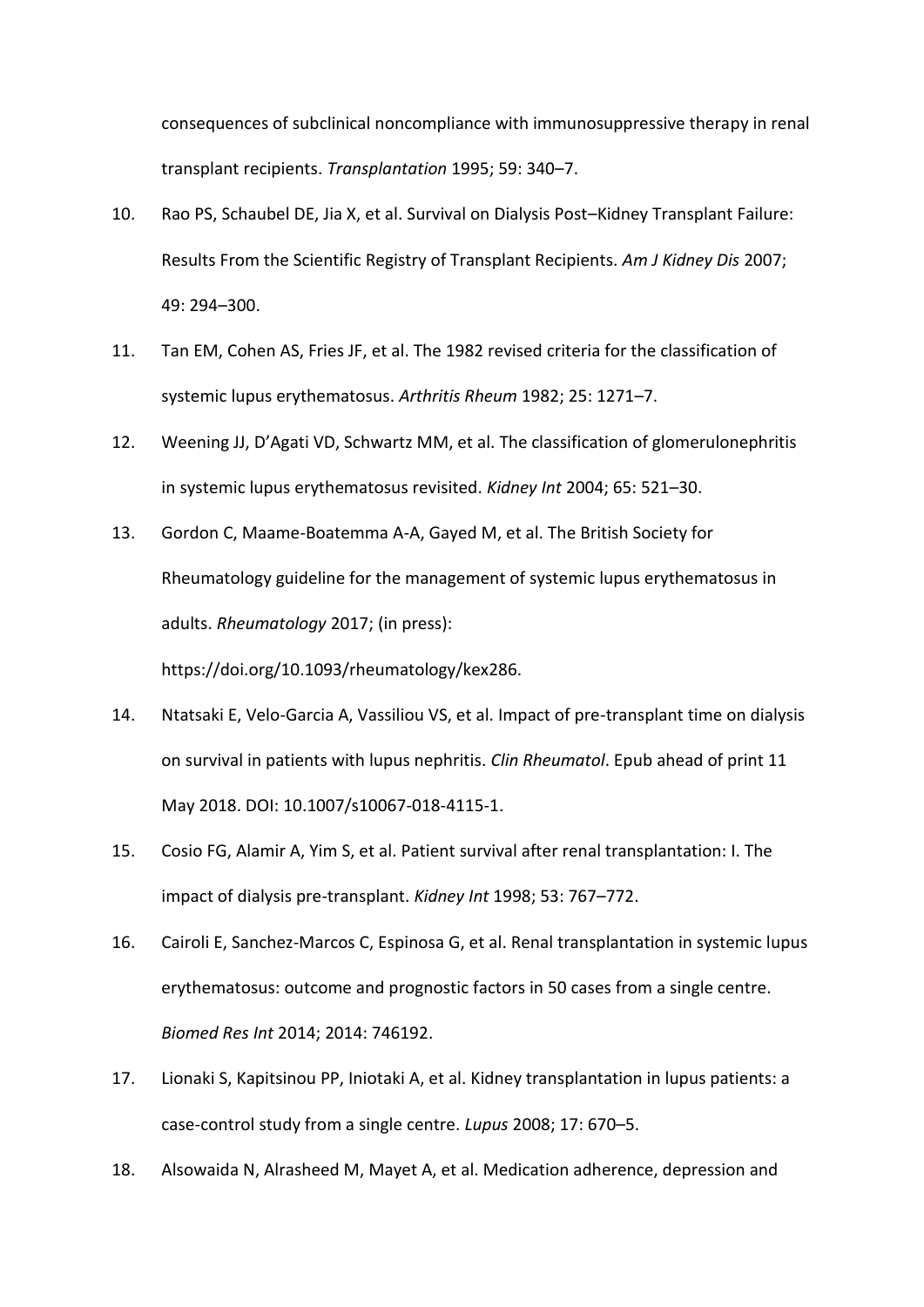consequences of subclinical noncompliance with immunosuppressive therapy in renal transplant recipients. *Transplantation* 1995; 59: 340–7.

10. Rao PS, Schaubel DE, Jia X, et al. Survival on Dialysis Post–Kidney Transplant Failure: Results From the Scientific Registry of Transplant Recipients. *Am J Kidney Dis* 2007; 49: 294–300.
11. Tan EM, Cohen AS, Fries JF, et al. The 1982 revised criteria for the classification of systemic lupus erythematosus. *Arthritis Rheum* 1982; 25: 1271–7.
12. Weening JJ, D'Agati VD, Schwartz MM, et al. The classification of glomerulonephritis in systemic lupus erythematosus revisited. *Kidney Int* 2004; 65: 521–30.
13. Gordon C, Maame-Boatemma A-A, Gayed M, et al. The British Society for Rheumatology guideline for the management of systemic lupus erythematosus in adults. *Rheumatology* 2017; (in press): https://doi.org/10.1093/rheumatology/kex286.
14. Ntatsaki E, Velo-Garcia A, Vassiliou VS, et al. Impact of pre-transplant time on dialysis on survival in patients with lupus nephritis. *Clin Rheumatol*. Epub ahead of print 11 May 2018. DOI: 10.1007/s10067-018-4115-1.
15. Cosio FG, Alamir A, Yim S, et al. Patient survival after renal transplantation: I. The impact of dialysis pre-transplant. *Kidney Int* 1998; 53: 767–772.
16. Cairoli E, Sanchez-Marcos C, Espinosa G, et al. Renal transplantation in systemic lupus erythematosus: outcome and prognostic factors in 50 cases from a single centre. *Biomed Res Int* 2014; 2014: 746192.
17. Lionaki S, Kapitsinou PP, Iniotaki A, et al. Kidney transplantation in lupus patients: a case-control study from a single centre. *Lupus* 2008; 17: 670–5.
18. Alsowaida N, Alrasheed M, Mayet A, et al. Medication adherence, depression and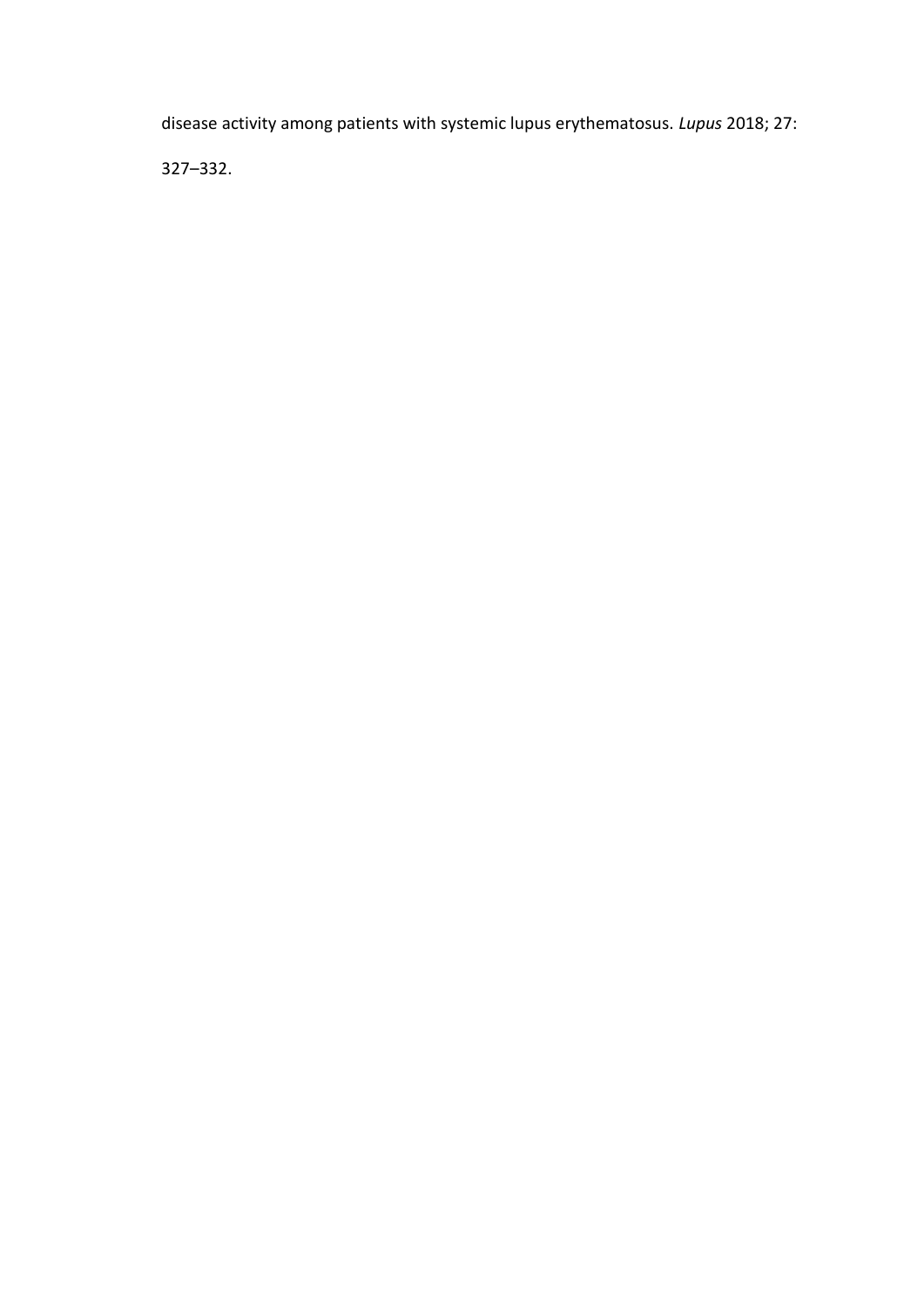disease activity among patients with systemic lupus erythematosus. *Lupus* 2018; 27: 327–332.